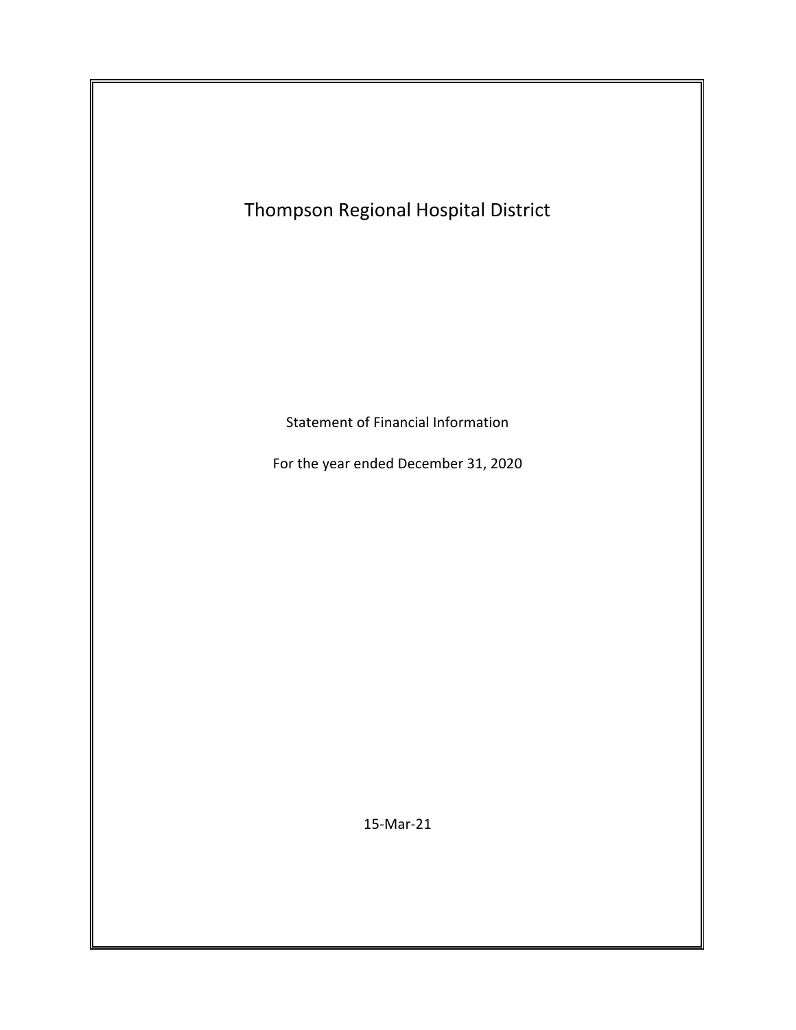# Thompson Regional Hospital District

Statement of Financial Information

For the year ended December 31, 2020

15-Mar-21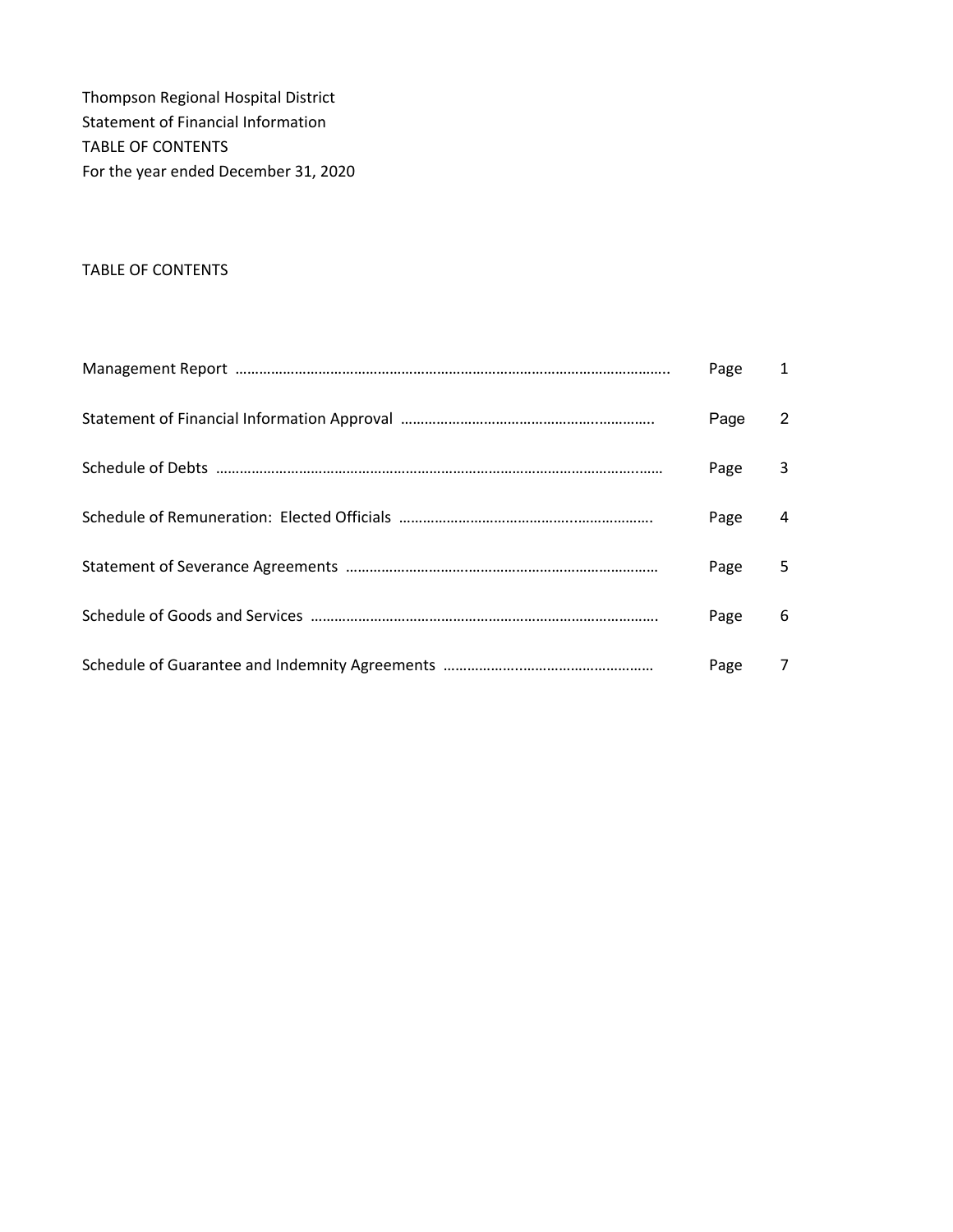Thompson Regional Hospital District
Statement of Financial Information
TABLE OF CONTENTS
For the year ended December 31, 2020

TABLE OF CONTENTS

| | | |
|---|---|---|
| Management Report | Page | 1 |
| Statement of Financial Information Approval | Page | 2 |
| Schedule of Debts | Page | 3 |
| Schedule of Remuneration: Elected Officials | Page | 4 |
| Statement of Severance Agreements | Page | 5 |
| Schedule of Goods and Services | Page | 6 |
| Schedule of Guarantee and Indemnity Agreements | Page | 7 |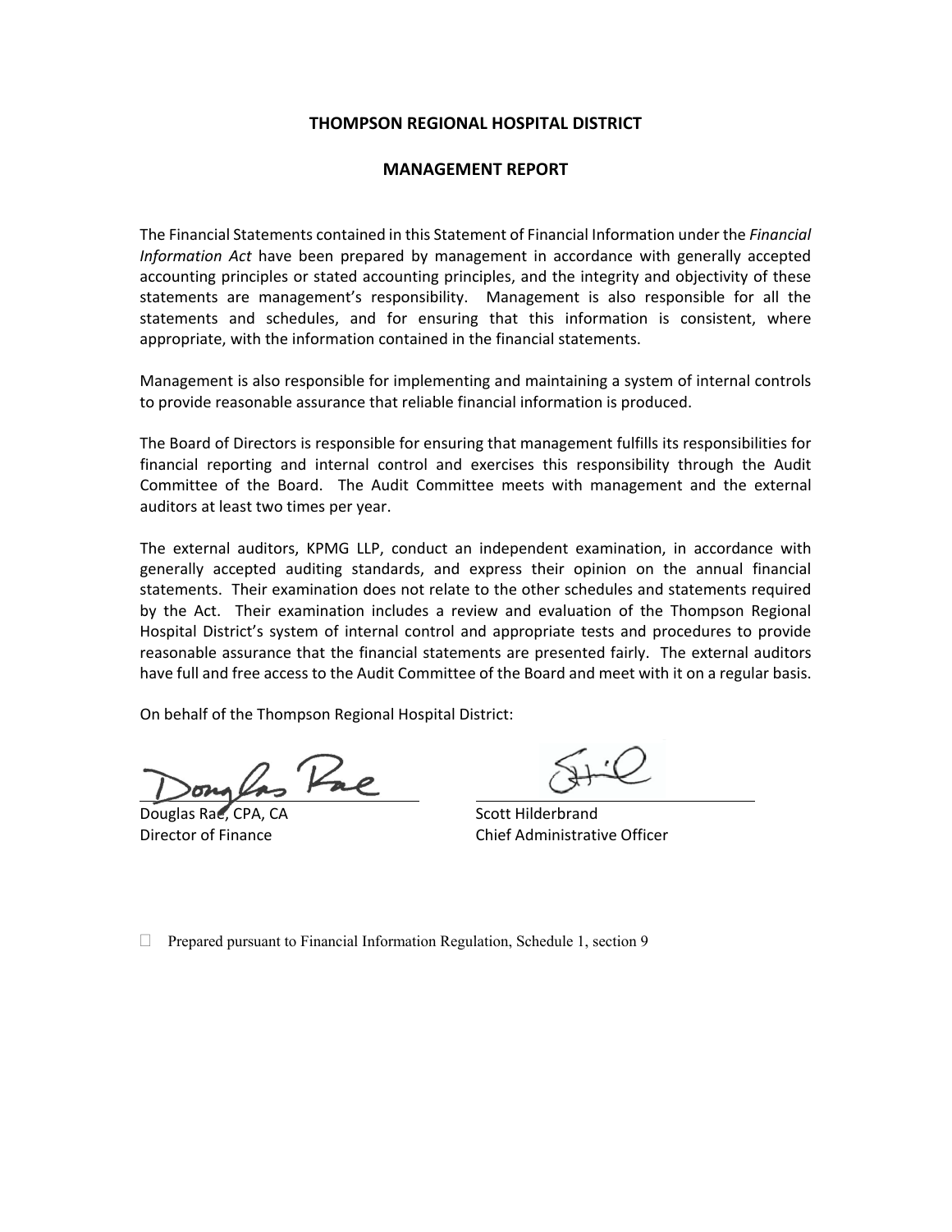# THOMPSON REGIONAL HOSPITAL DISTRICT

## MANAGEMENT REPORT

The Financial Statements contained in this Statement of Financial Information under the *Financial Information Act* have been prepared by management in accordance with generally accepted accounting principles or stated accounting principles, and the integrity and objectivity of these statements are management's responsibility. Management is also responsible for all the statements and schedules, and for ensuring that this information is consistent, where appropriate, with the information contained in the financial statements.

Management is also responsible for implementing and maintaining a system of internal controls to provide reasonable assurance that reliable financial information is produced.

The Board of Directors is responsible for ensuring that management fulfills its responsibilities for financial reporting and internal control and exercises this responsibility through the Audit Committee of the Board. The Audit Committee meets with management and the external auditors at least two times per year.

The external auditors, KPMG LLP, conduct an independent examination, in accordance with generally accepted auditing standards, and express their opinion on the annual financial statements. Their examination does not relate to the other schedules and statements required by the Act. Their examination includes a review and evaluation of the Thompson Regional Hospital District's system of internal control and appropriate tests and procedures to provide reasonable assurance that the financial statements are presented fairly. The external auditors have full and free access to the Audit Committee of the Board and meet with it on a regular basis.

On behalf of the Thompson Regional Hospital District:

| | |
|---|---|
| Douglas Rae, CPA, CA | Scott Hilderbrand |
| Director of Finance | Chief Administrative Officer |

Prepared pursuant to Financial Information Regulation, Schedule 1, section 9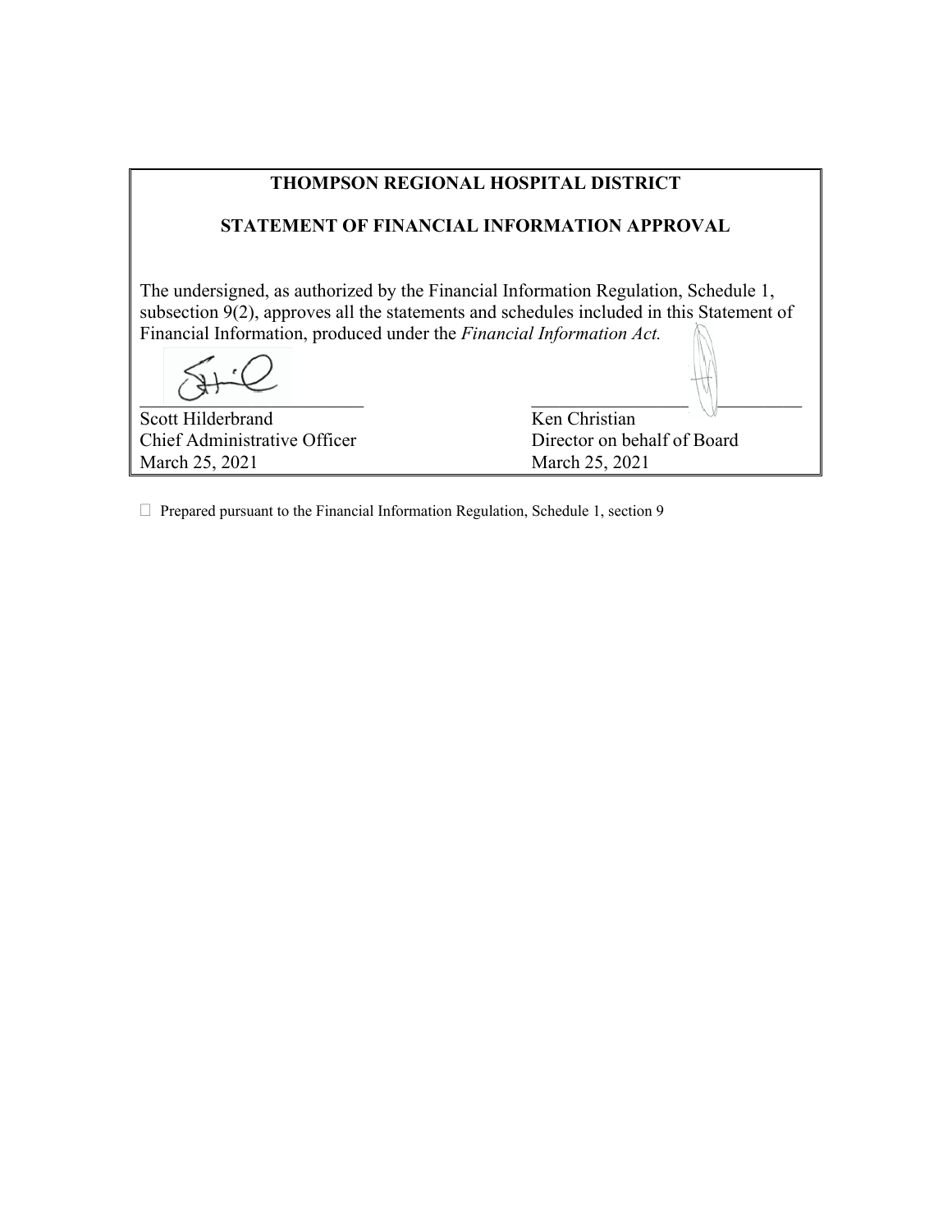**THOMPSON REGIONAL HOSPITAL DISTRICT**

**STATEMENT OF FINANCIAL INFORMATION APPROVAL**

The undersigned, as authorized by the Financial Information Regulation, Schedule 1, subsection 9(2), approves all the statements and schedules included in this Statement of Financial Information, produced under the *Financial Information Act.*

| | |
|---|---|
| Scott Hilderbrand | Ken Christian |
| Chief Administrative Officer | Director on behalf of Board |
| March 25, 2021 | March 25, 2021 |

☐ Prepared pursuant to the Financial Information Regulation, Schedule 1, section 9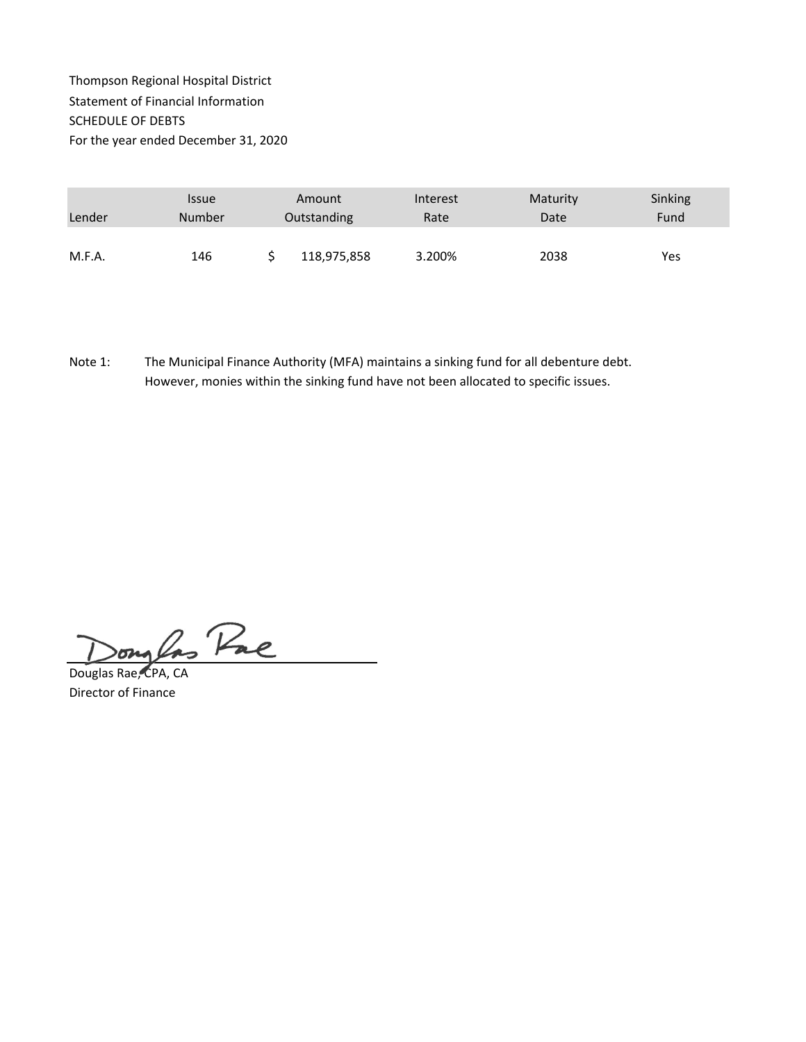Thompson Regional Hospital District
Statement of Financial Information
SCHEDULE OF DEBTS
For the year ended December 31, 2020

| Lender | Issue Number | Amount Outstanding | Interest Rate | Maturity Date | Sinking Fund |
|---|---|---|---|---|---|
| M.F.A. | 146 | $ 118,975,858 | 3.200% | 2038 | Yes |

Note 1: The Municipal Finance Authority (MFA) maintains a sinking fund for all debenture debt. However, monies within the sinking fund have not been allocated to specific issues.

Douglas Rae, CPA, CA
Director of Finance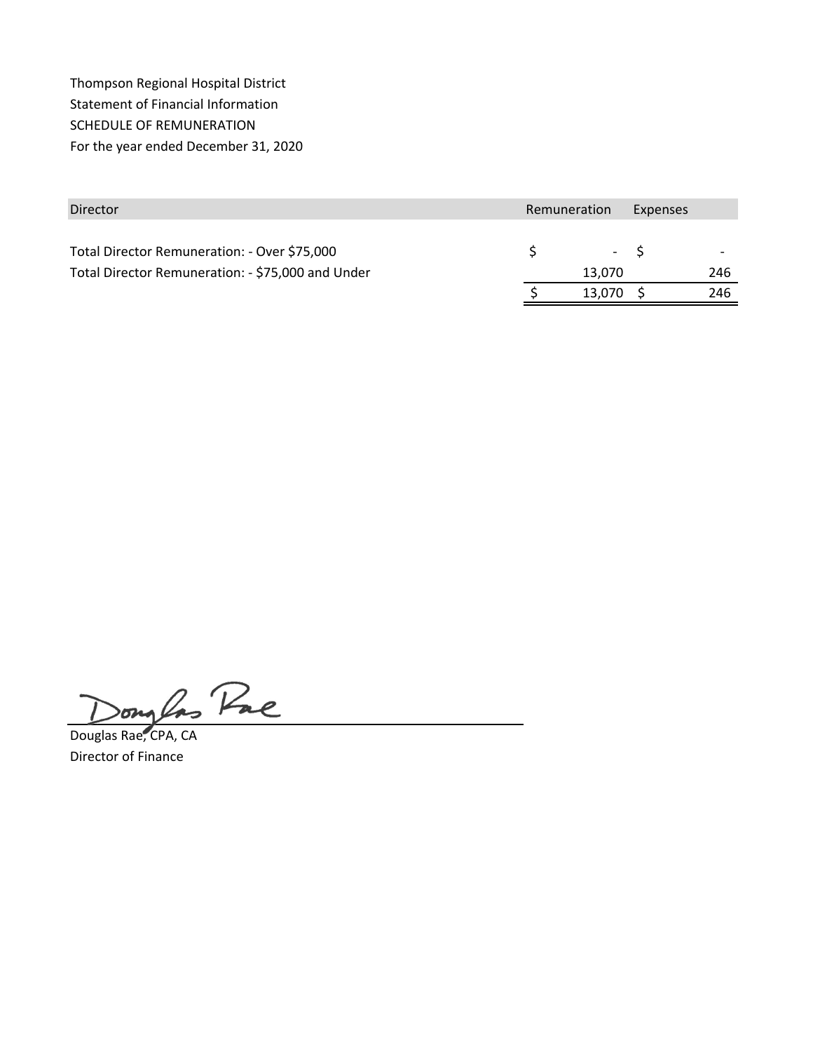Thompson Regional Hospital District
Statement of Financial Information
SCHEDULE OF REMUNERATION
For the year ended December 31, 2020

| Director | Remuneration | Expenses |
|---|---|---|
| Total Director Remuneration: - Over $75,000 | $ - | $ - |
| Total Director Remuneration: - $75,000 and Under | 13,070 | 246 |
| | $ 13,070 | $ 246 |

Douglas Rae, CPA, CA
Director of Finance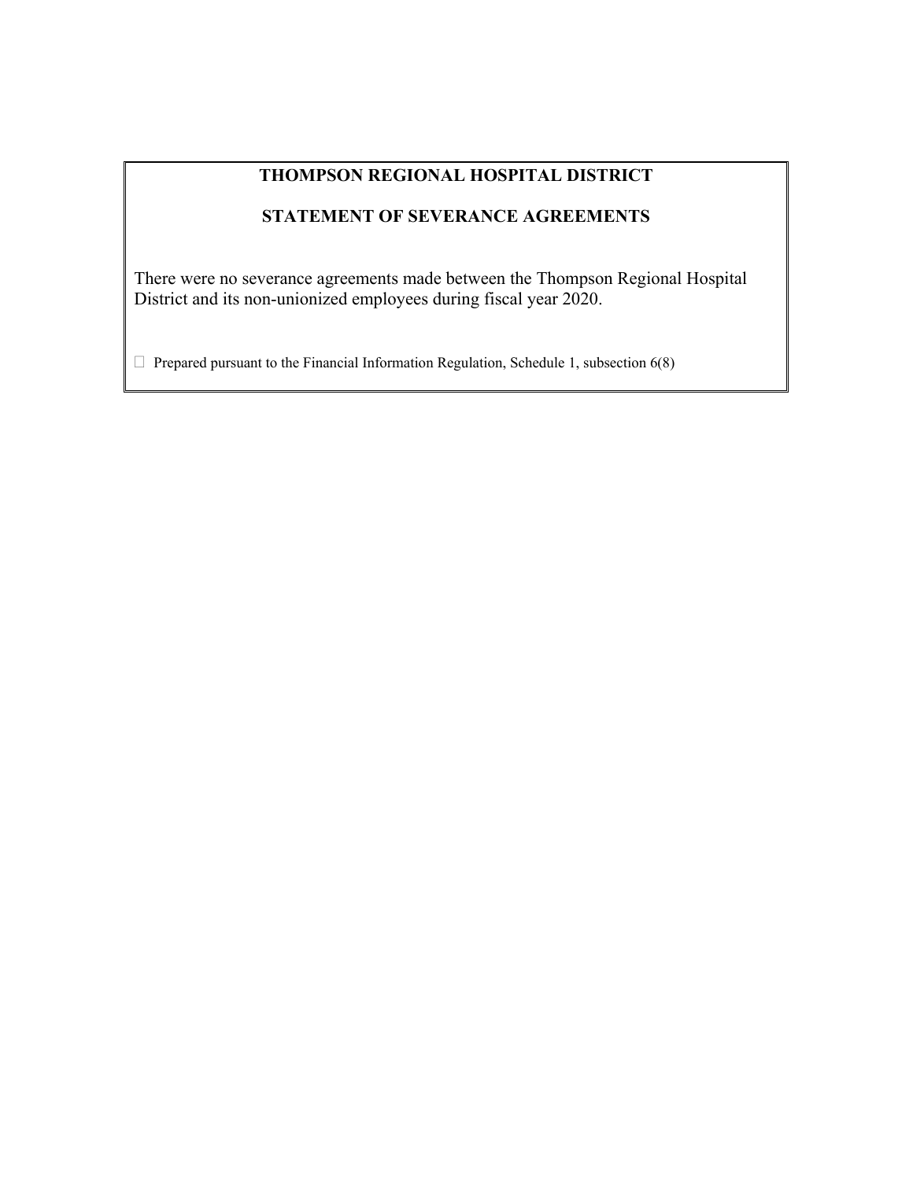# THOMPSON REGIONAL HOSPITAL DISTRICT

## STATEMENT OF SEVERANCE AGREEMENTS

There were no severance agreements made between the Thompson Regional Hospital District and its non-unionized employees during fiscal year 2020.

 Prepared pursuant to the Financial Information Regulation, Schedule 1, subsection 6(8)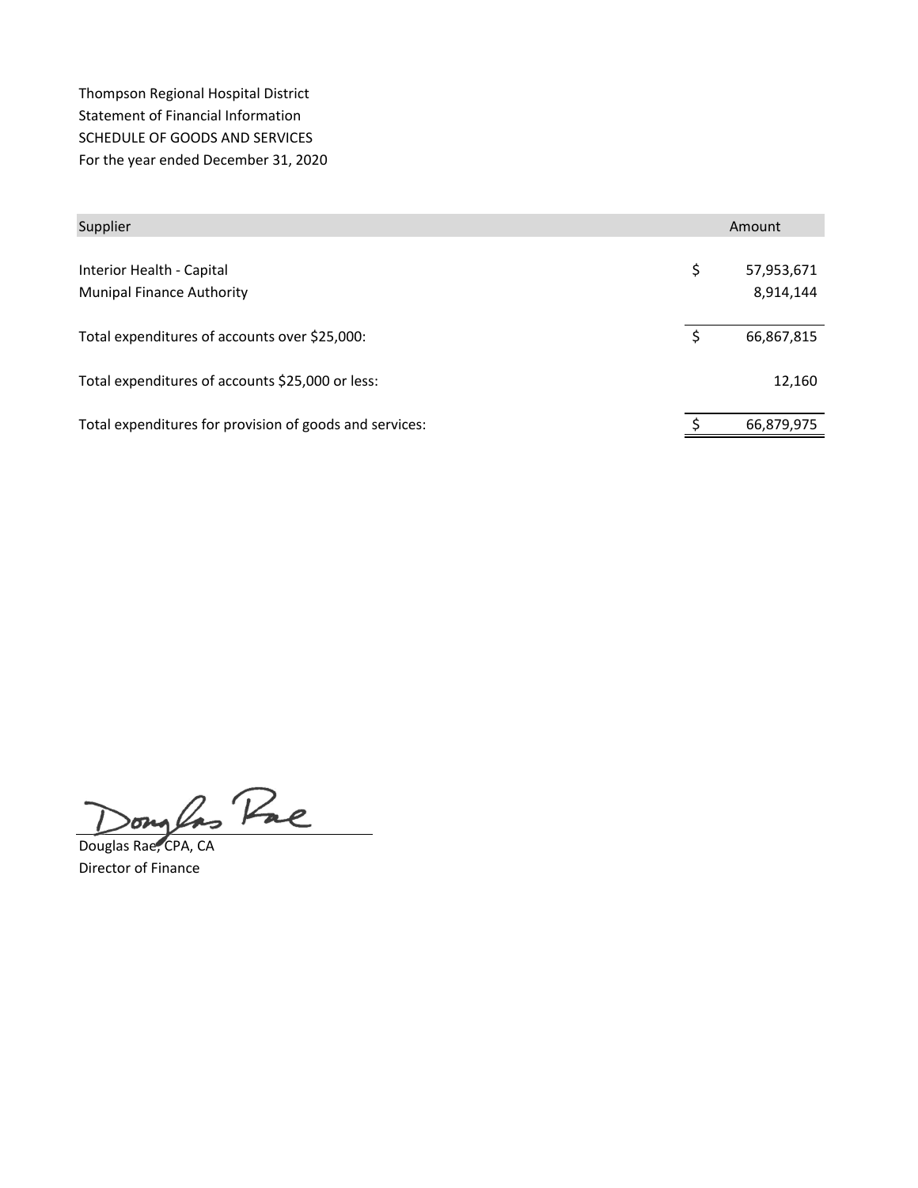Thompson Regional Hospital District
Statement of Financial Information
SCHEDULE OF GOODS AND SERVICES
For the year ended December 31, 2020

| Supplier | | Amount |
|---|---|---|
| Interior Health - Capital | $ | 57,953,671 |
| Munipal Finance Authority | | 8,914,144 |
| Total expenditures of accounts over $25,000: | $ | 66,867,815 |
| Total expenditures of accounts $25,000 or less: | | 12,160 |
| Total expenditures for provision of goods and services: | $ | 66,879,975 |

Douglas Rae, CPA, CA
Director of Finance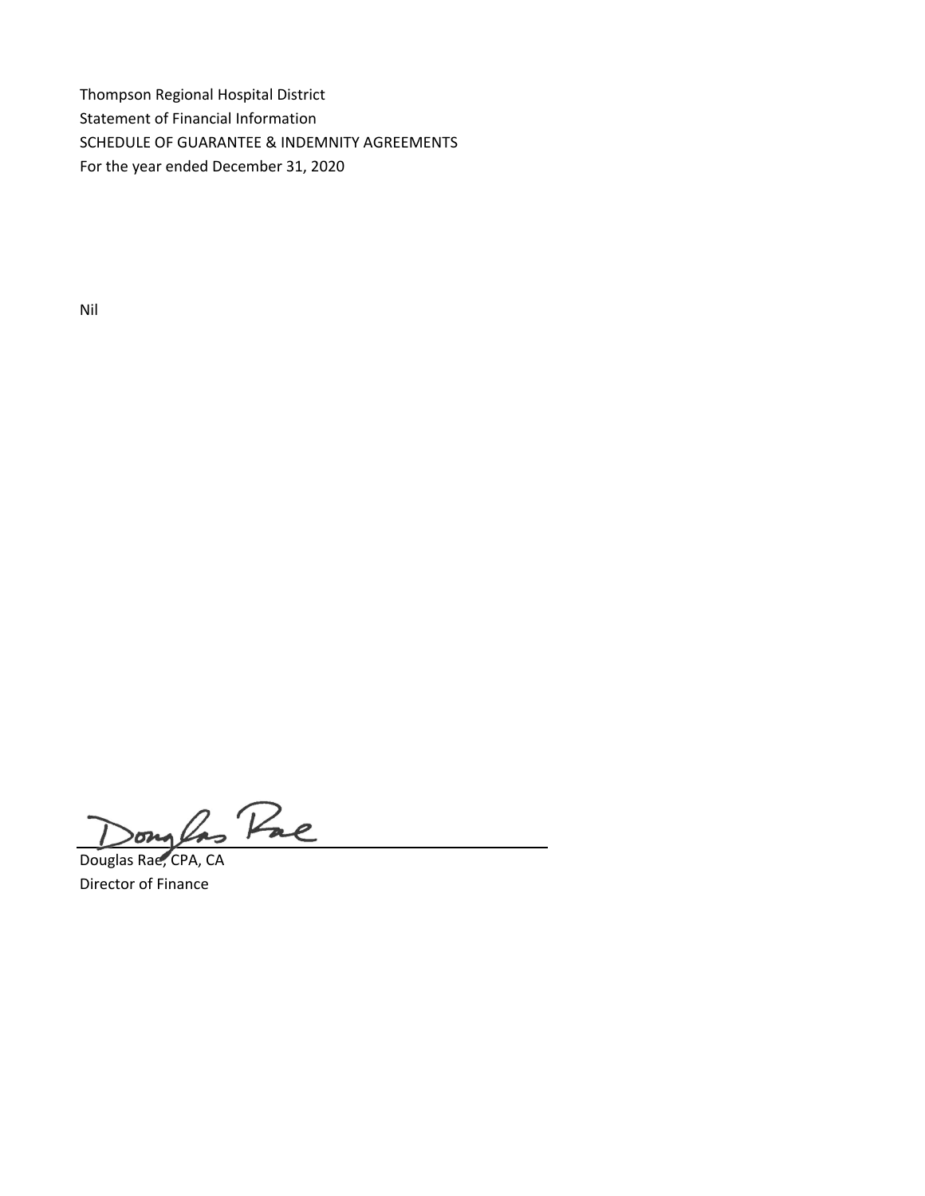Thompson Regional Hospital District
Statement of Financial Information
SCHEDULE OF GUARANTEE & INDEMNITY AGREEMENTS
For the year ended December 31, 2020

Nil

Douglas Rae, CPA, CA
Director of Finance